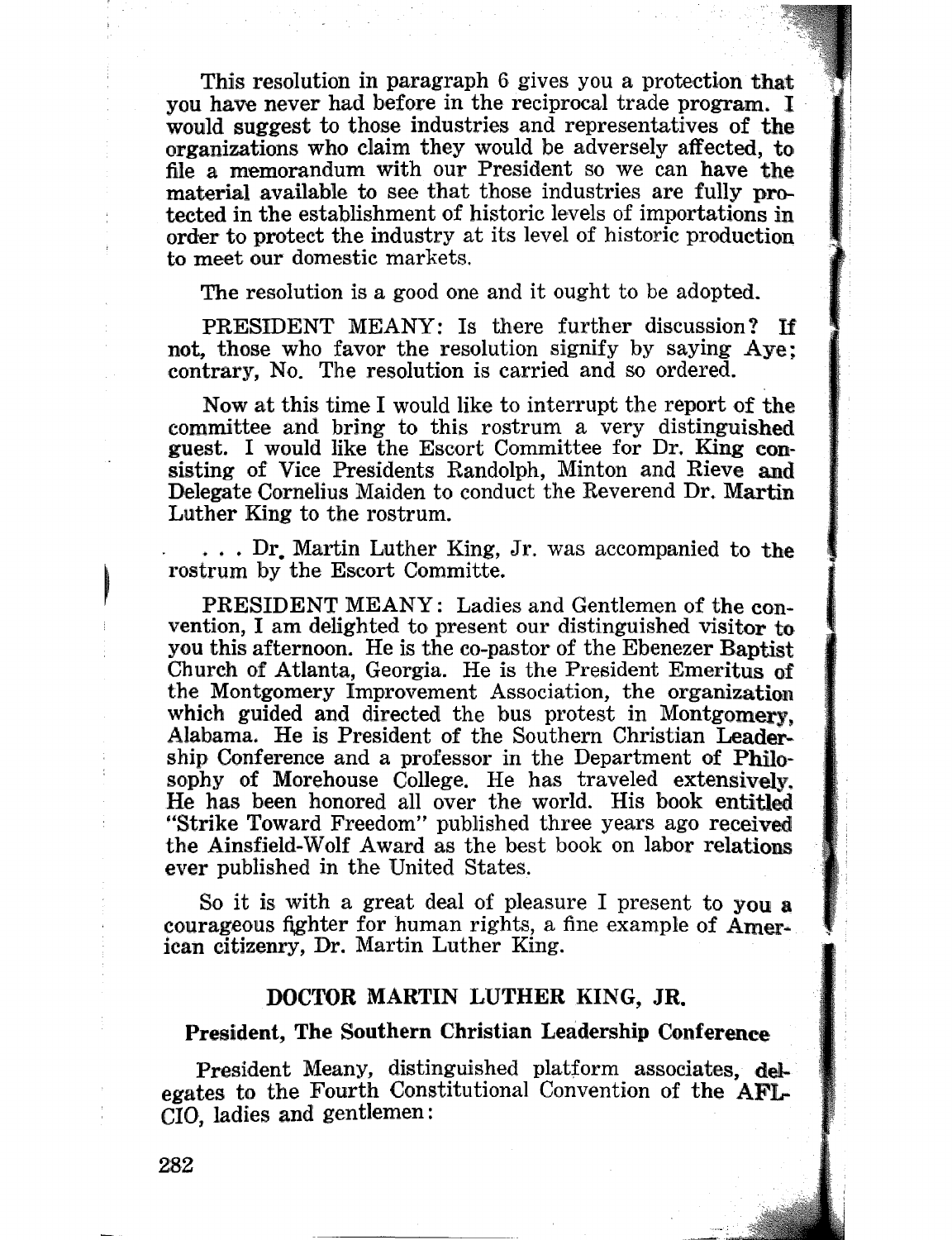This resolution in paragraph 6 gives you a protection that you have never had before in the reciprocal trade program. I would suggest to those industries and representatives of the organizations who claim they would be adversely affected, to file a memorandum with our President so we can have the material available to see that those industries are fully protected in the establishment of historic levels of importations in order to protect the industry at its level of historic production to meet our domestic markets.

The resolution is a good one and it ought to be adopted.

PRESIDENT MEANY: Is there further discussion? If not, those who favor the resolution signify by saying Aye; contrary, No. The resolution is carried and so ordered.

Now at this time I would like to interrupt the report of the committee and bring to this rostrum a very distinguished guest. I would like the Escort Committee for Dr. King consisting of Vice Presidents Randolph, Minton and Rieve and Delegate Cornelius Maiden to conduct the Reverend Dr. Martin Luther King to the rostrum.

. . . Dr. Martin Luther King, Jr. was accompanied to the rostrum by the Escort Committe.

PRESIDENT MEANY: Ladies and Gentlemen of the convention, I am delighted to present our distinguished visitor to you this afternoon. He is the co-pastor of the Ebenezer Baptist Church of Atlanta, Georgia. He is the President Emeritus of the Montgomery Improvement Association, the organization which guided and directed the bus protest in Montgomery, Alabama. He is President of the Southern Christian Leadership Conference and a professor in the Department of Philosophy of Morehouse College. He has traveled extensively. He has been honored all over the world. His book entitled "Strike Toward Freedom" published three years ago received the Ainsfield-Wolf Award as the best book on labor relations ever published in the United States.

So it is with a great deal of pleasure I present to you a courageous fighter for human rights, a fine example of American citizenry, Dr. Martin Luther King.

## DOCTOR MARTIN LUTHER KING, JR.

### President, The Southern Christian Leadership Conference

President Meany, distinguished platform associates, delegates to the Fourth Constitutional Convention of the AFL-CIO, ladies and gentlemen: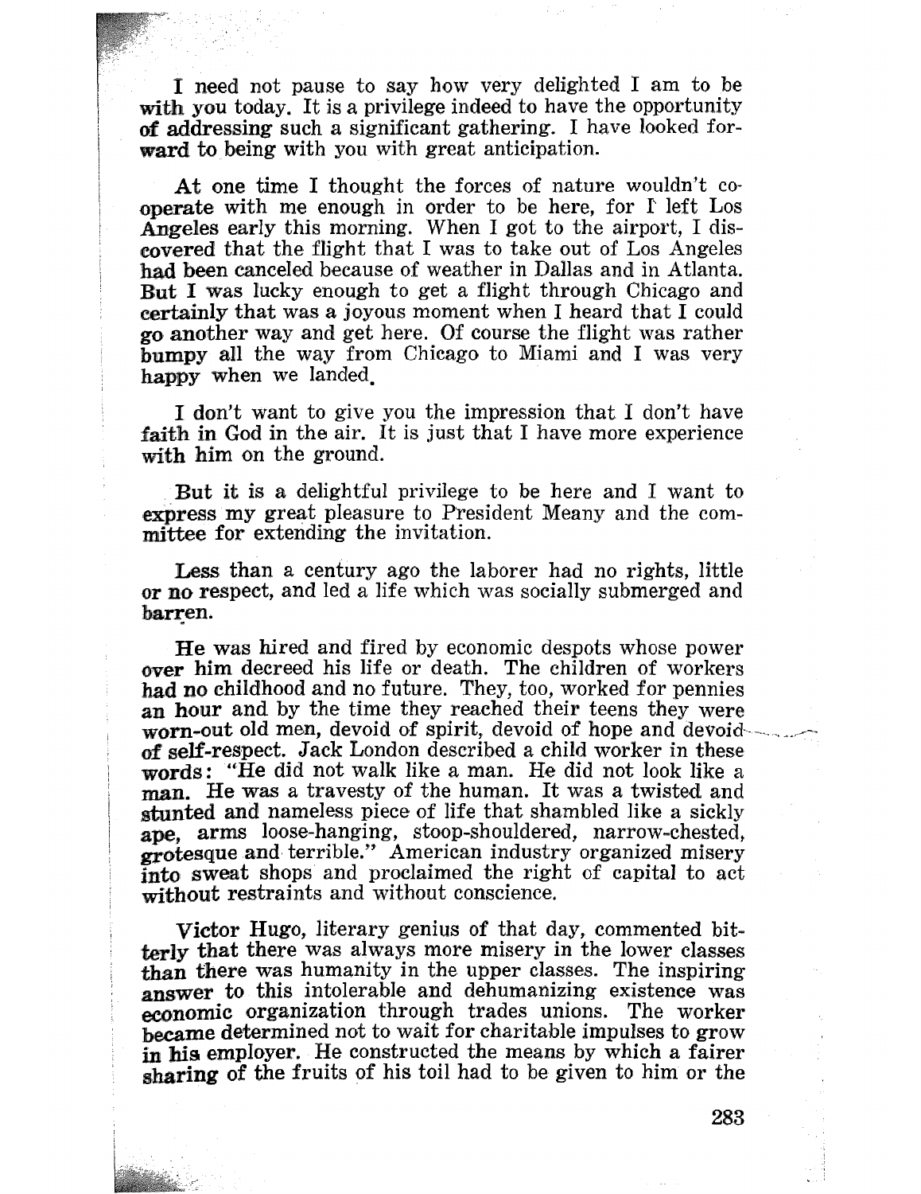I need not pause to say how very delighted I am to be with you today. It is a privilege indeed to have the opportunity of addressing such a significant gathering. I have looked forward to being with you with great anticipation.

At one time I thought the forces of nature wouldn't cooperate with me enough in order to be here, for I left Los Angeles early this morning. When I got to the airport, I discovered that the flight that I was to take out of Los Angeles had been canceled because of weather in Dallas and in Atlanta. But I was lucky enough to get a flight through Chicago and certainly that was a joyous moment when I heard that I could go another way and get here. Of course the flight was rather bumpy all the way from Chicago to Miami and I was very happy when we landed.

I don't want to give you the impression that I don't have faith in God in the air. It is just that I have more experience with him on the ground.

But it is a delightful privilege to be here and I want to express my great pleasure to President Meany and the committee for extending the invitation.

Less than a century ago the laborer had no rights, little or no respect, and led a life which was socially submerged and barren.

He was hired and fired by economic despots whose power over him decreed his life or death. The children of workers had no childhood and no future. They, too, worked for pennies an hour and by the time they reached their teens they were worn-out old men, devoid of spirit, devoid of hope and devoid of self-respect. Jack London described a child worker in these words: "He did not walk like a man. He did not look like a man. He was a travesty of the human. It was a twisted and stunted and nameless piece of life that shambled like a sickly ape, arms loose-hanging, stoop-shouldered, narrow-chested, grotesque and terrible." American industry organized misery into sweat shops and proclaimed the right of capital to act without restraints and without conscience.

Victor Hugo, literary genius of that day, commented bitterly that there was always more misery in the lower classes than there was humanity in the upper classes. The inspiring answer to this intolerable and dehumanizing existence was economic organization through trades unions. The worker became determined not to wait for charitable impulses to grow in his employer. He constructed the means by which a fairer sharing of the fruits of his toil had to be given to him or the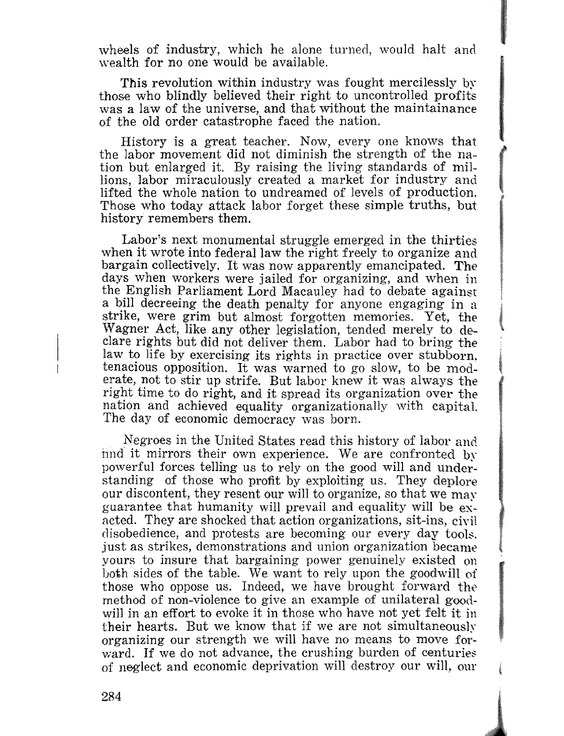wheels of industry, which he alone turned, would halt and wealth for no one would be available.

This revolution within industry was fought mercilessly by those who blindly believed their right to uncontrolled profits was a law of the universe, and that without the maintainance of the old order catastrophe faced the nation.

History is a great teacher. Now, every one knows that the labor movement did not diminish the strength of the nation but enlarged it. By raising the living standards of millions, labor miraculously created a market for industry and lifted the whole nation to undreamed of levels of production. Those who today attack labor forget these simple truths, but history remembers them.

Labor's next monumental struggle emerged in the thirties when it wrote into federal law the right freely to organize and bargain collectively. It was now apparently emancipated. The days when workers were jailed for organizing, and when in the English Parliament Lord Macauley had to debate against a bill decreeing the death penalty for anyone engaging in a strike, were grim but almost forgotten memories. Yet, the Wagner Act, like any other legislation, tended merely to declare rights but did not deliver them. Labor had to bring the law to life by exercising its rights in practice over stubborn, tenacious opposition. It was warned to go slow, to be moderate, not to stir up strife. But labor knew it was always the right time to do right, and it spread its organization over the nation and achieved equality organizationally with capital. The day of economic democracy was born.

Negroes in the United States read this history of labor and find it mirrors their own experience. We are confronted by powerful forces telling us to rely on the good will and understanding of those who profit by exploiting us. They deplore our discontent, they resent our will to organize, so that we may guarantee that humanity will prevail and equality will be exacted. They are shocked that action organizations, sit-ins, civil disobedience, and protests are becoming our every day tools, just as strikes, demonstrations and union organization became yours to insure that bargaining power genuinely existed on both sides of the table. We want to rely upon the goodwill of those who oppose us. Indeed, we have brought forward the method of non-violence to give an example of unilateral goodwill in an effort to evoke it in those who have not yet felt it in their hearts. But we know that if we are not simultaneously organizing our strength we will have no means to move forward. If we do not advance, the crushing burden of centuries of neglect and economic deprivation will destroy our will, our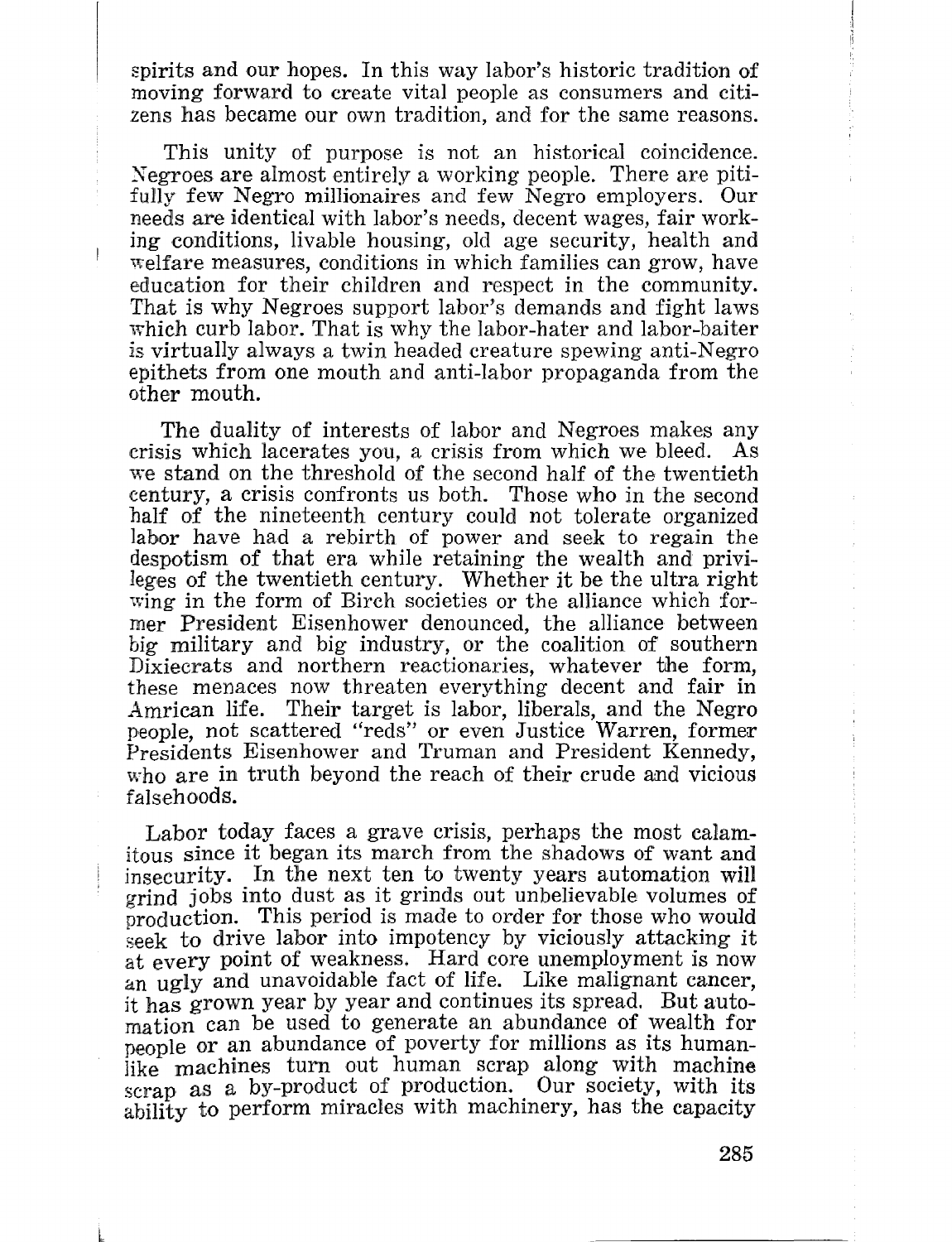spirits and our hopes. In this way labor's historic tradition of moving forward to create vital people as consumers and citizens has became our own tradition, and for the same reasons.

This unity of purpose is not an historical coincidence. Negroes are almost entirely a working people. There are pitifully few Negro millionaires and few Negro employers. Our needs are identical with labor's needs, decent wages, fair working conditions, livable housing, old age security, health and welfare measures, conditions in which families can grow, have education for their children and respect in the community. That is why Negroes support labor's demands and fight laws which curb labor. That is why the labor-hater and labor-baiter is virtually always a twin headed creature spewing anti-Negro epithets from one mouth and anti-labor propaganda from the other mouth.

The duality of interests of labor and Negroes makes any crisis which lacerates you, a crisis from which we bleed. As we stand on the threshold of the second half of the twentieth century, a crisis confronts us both. Those who in the second half of the nineteenth century could not tolerate organized labor have had a rebirth of power and seek to regain the despotism of that era while retaining the wealth and privileges of the twentieth century. Whether it be the ultra right wing in the form of Birch societies or the alliance which former President Eisenhower denounced, the alliance between big military and big industry, or the coalition of southern Dixiecrats and northern reactionaries, whatever the form, these menaces now threaten everything decent and fair in Amrican life. Their target is labor, liberals, and the Negro people, not scattered "reds" or even Justice Warren, former Presidents Eisenhower and Truman and President Kennedy, who are in truth beyond the reach of their crude and vicious falsehoods.

Labor today faces a grave crisis, perhaps the most calamitous since it began its march from the shadows of want and insecurity. In the next ten to twenty years automation will grind jobs into dust as it grinds out unbelievable volumes of production. This period is made to order for those who would seek to drive labor into impotency by viciously attacking it at every point of weakness. Hard core unemployment is now an ugly and unavoidable fact of life. Like malignant cancer, it has grown year by year and continues its spread. But automation can be used to generate an abundance of wealth for people or an abundance of poverty for millions as its human-like machines turn out human scrap along with machine scrap as a by-product of production. Our society, with its ability to perform miracles with machinery, has the capacity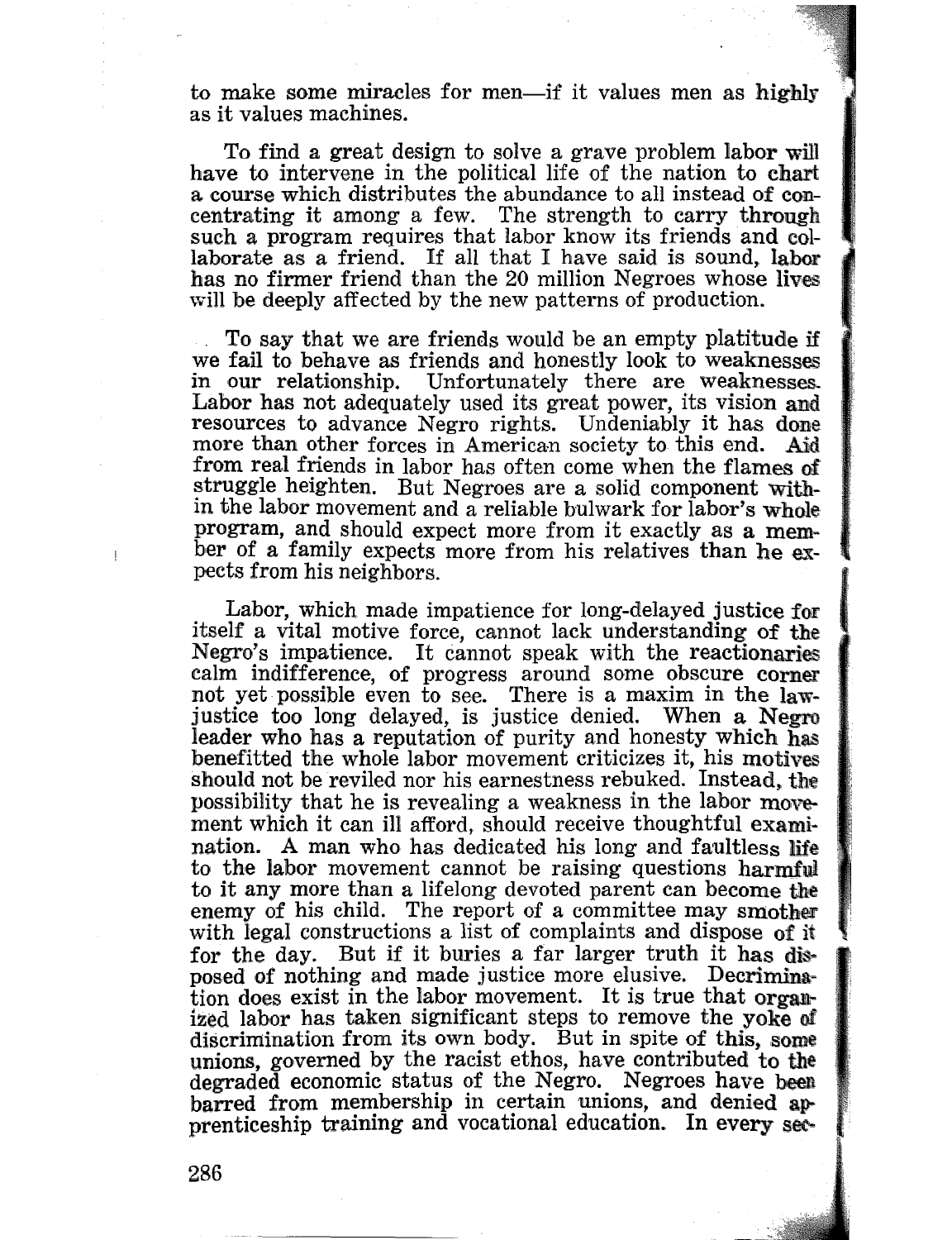to make some miracles for men—if it values men as highly as it values machines.

To find a great design to solve a grave problem labor will have to intervene in the political life of the nation to chart a course which distributes the abundance to all instead of concentrating it among a few. The strength to carry through such a program requires that labor know its friends and collaborate as a friend. If all that I have said is sound, labor has no firmer friend than the 20 million Negroes whose lives will be deeply affected by the new patterns of production.

To say that we are friends would be an empty platitude if we fail to behave as friends and honestly look to weaknesses in our relationship. Unfortunately there are weaknesses. Labor has not adequately used its great power, its vision and resources to advance Negro rights. Undeniably it has done more than other forces in American society to this end. Aid from real friends in labor has often come when the flames of struggle heighten. But Negroes are a solid component within the labor movement and a reliable bulwark for labor's whole program, and should expect more from it exactly as a member of a family expects more from his relatives than he expects from his neighbors.

Labor, which made impatience for long-delayed justice for itself a vital motive force, cannot lack understanding of the Negro's impatience. It cannot speak with the reactionaries calm indifference, of progress around some obscure corner not yet possible even to see. There is a maxim in the law-justice too long delayed, is justice denied. When a Negro leader who has a reputation of purity and honesty which has benefitted the whole labor movement criticizes it, his motives should not be reviled nor his earnestness rebuked. Instead, the possibility that he is revealing a weakness in the labor movement which it can ill afford, should receive thoughtful examination. A man who has dedicated his long and faultless life to the labor movement cannot be raising questions harmful to it any more than a lifelong devoted parent can become the enemy of his child. The report of a committee may smother with legal constructions a list of complaints and dispose of it for the day. But if it buries a far larger truth it has disposed of nothing and made justice more elusive. Decrimination does exist in the labor movement. It is true that organized labor has taken significant steps to remove the yoke of discrimination from its own body. But in spite of this, some unions, governed by the racist ethos, have contributed to the degraded economic status of the Negro. Negroes have been barred from membership in certain unions, and denied apprenticeship training and vocational education. In every sec-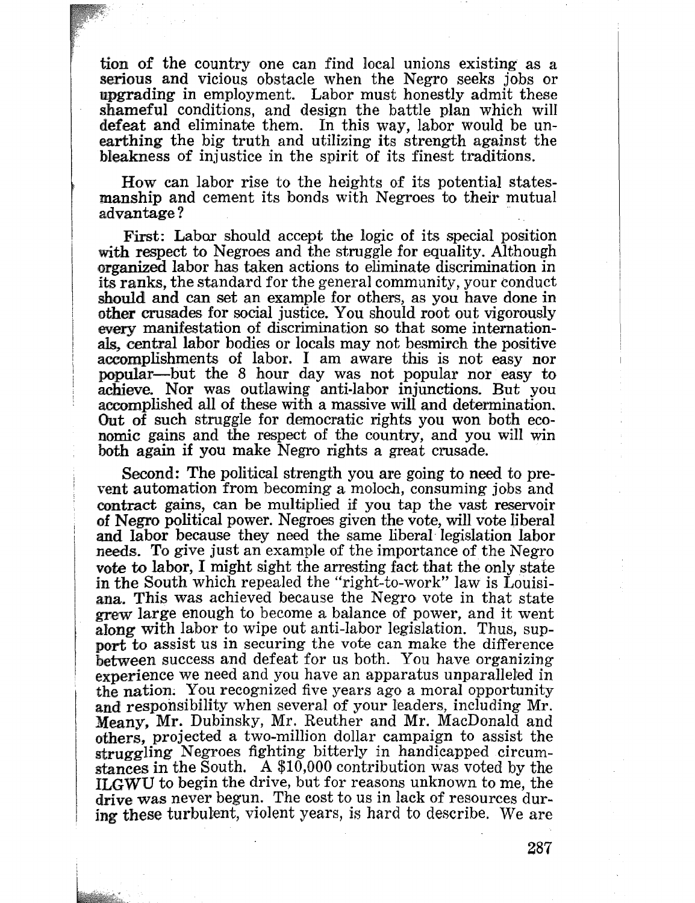tion of the country one can find local unions existing as a serious and vicious obstacle when the Negro seeks jobs or upgrading in employment. Labor must honestly admit these shameful conditions, and design the battle plan which will defeat and eliminate them. In this way, labor would be unearthing the big truth and utilizing its strength against the bleakness of injustice in the spirit of its finest traditions.

How can labor rise to the heights of its potential statesmanship and cement its bonds with Negroes to their mutual advantage?

First: Labor should accept the logic of its special position with respect to Negroes and the struggle for equality. Although organized labor has taken actions to eliminate discrimination in its ranks, the standard for the general community, your conduct should and can set an example for others, as you have done in other crusades for social justice. You should root out vigorously every manifestation of discrimination so that some internationals, central labor bodies or locals may not besmirch the positive accomplishments of labor. I am aware this is not easy nor popular—but the 8 hour day was not popular nor easy to achieve. Nor was outlawing anti-labor injunctions. But you accomplished all of these with a massive will and determination. Out of such struggle for democratic rights you won both economic gains and the respect of the country, and you will win both again if you make Negro rights a great crusade.

Second: The political strength you are going to need to prevent automation from becoming a moloch, consuming jobs and contract gains, can be multiplied if you tap the vast reservoir of Negro political power. Negroes given the vote, will vote liberal and labor because they need the same liberal legislation labor needs. To give just an example of the importance of the Negro vote to labor, I might sight the arresting fact that the only state in the South which repealed the "right-to-work" law is Louisiana. This was achieved because the Negro vote in that state grew large enough to become a balance of power, and it went along with labor to wipe out anti-labor legislation. Thus, support to assist us in securing the vote can make the difference between success and defeat for us both. You have organizing experience we need and you have an apparatus unparalleled in the nation. You recognized five years ago a moral opportunity and responsibility when several of your leaders, including Mr. Meany, Mr. Dubinsky, Mr. Reuther and Mr. MacDonald and others, projected a two-million dollar campaign to assist the struggling Negroes fighting bitterly in handicapped circumstances in the South. A $10,000 contribution was voted by the ILGWU to begin the drive, but for reasons unknown to me, the drive was never begun. The cost to us in lack of resources during these turbulent, violent years, is hard to describe. We are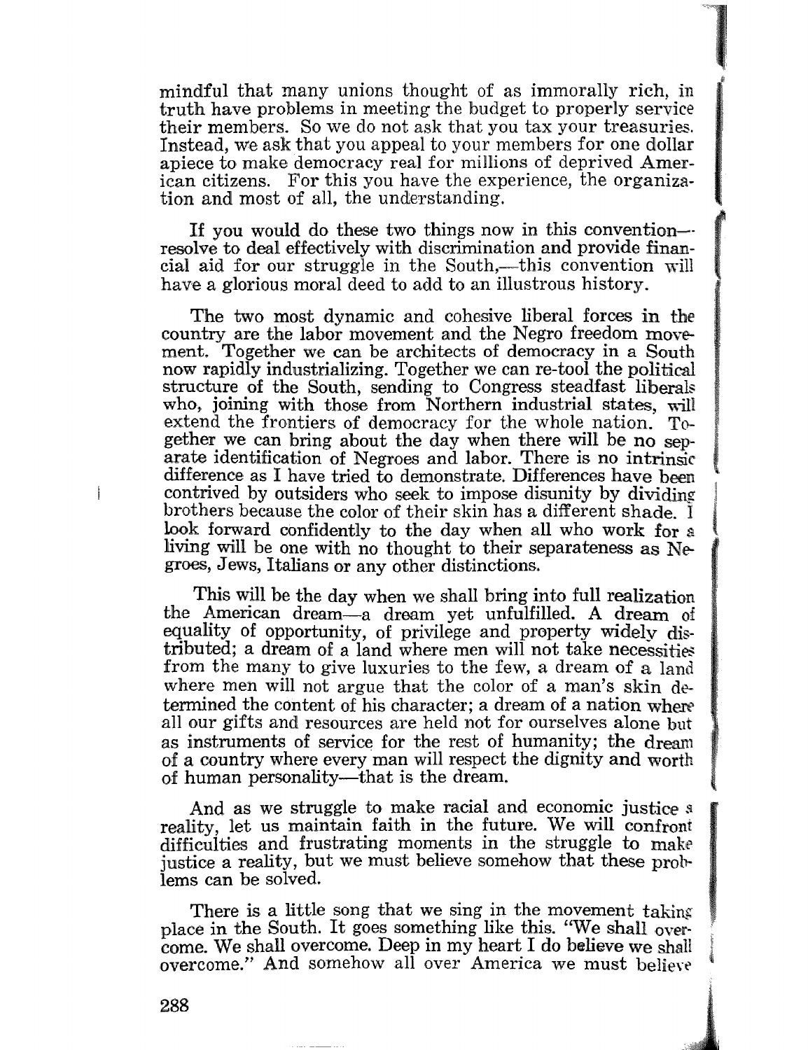mindful that many unions thought of as immorally rich, in truth have problems in meeting the budget to properly service their members. So we do not ask that you tax your treasuries. Instead, we ask that you appeal to your members for one dollar apiece to make democracy real for millions of deprived American citizens. For this you have the experience, the organization and most of all, the understanding.

If you would do these two things now in this convention—resolve to deal effectively with discrimination and provide financial aid for our struggle in the South,—this convention will have a glorious moral deed to add to an illustrious history.

The two most dynamic and cohesive liberal forces in the country are the labor movement and the Negro freedom movement. Together we can be architects of democracy in a South now rapidly industrializing. Together we can re-tool the political structure of the South, sending to Congress steadfast liberals who, joining with those from Northern industrial states, will extend the frontiers of democracy for the whole nation. Together we can bring about the day when there will be no separate identification of Negroes and labor. There is no intrinsic difference as I have tried to demonstrate. Differences have been contrived by outsiders who seek to impose disunity by dividing brothers because the color of their skin has a different shade. I look forward confidently to the day when all who work for a living will be one with no thought to their separateness as Negroes, Jews, Italians or any other distinctions.

This will be the day when we shall bring into full realization the American dream—a dream yet unfulfilled. A dream of equality of opportunity, of privilege and property widely distributed; a dream of a land where men will not take necessities from the many to give luxuries to the few, a dream of a land where men will not argue that the color of a man's skin determined the content of his character; a dream of a nation where all our gifts and resources are held not for ourselves alone but as instruments of service for the rest of humanity; the dream of a country where every man will respect the dignity and worth of human personality—that is the dream.

And as we struggle to make racial and economic justice a reality, let us maintain faith in the future. We will confront difficulties and frustrating moments in the struggle to make justice a reality, but we must believe somehow that these problems can be solved.

There is a little song that we sing in the movement taking place in the South. It goes something like this. "We shall overcome. We shall overcome. Deep in my heart I do believe we shall overcome." And somehow all over America we must believe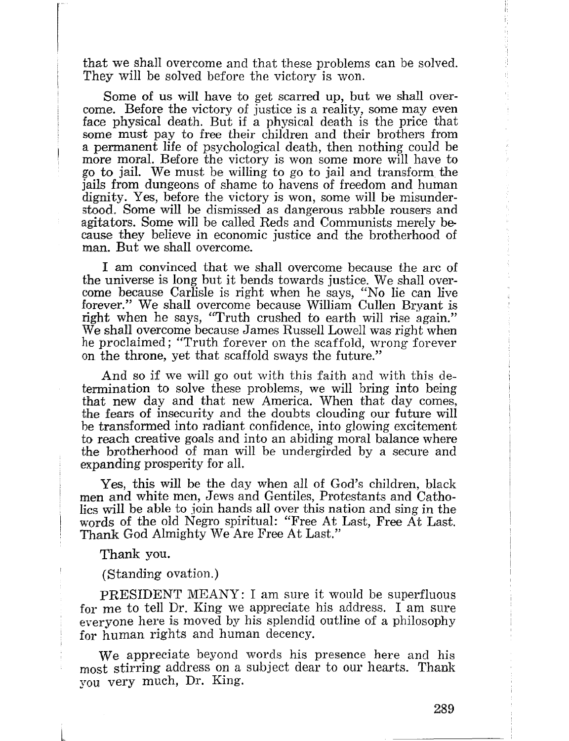that we shall overcome and that these problems can be solved. They will be solved before the victory is won.

Some of us will have to get scarred up, but we shall overcome. Before the victory of justice is a reality, some may even face physical death. But if a physical death is the price that some must pay to free their children and their brothers from a permanent life of psychological death, then nothing could be more moral. Before the victory is won some more will have to go to jail. We must be willing to go to jail and transform the jails from dungeons of shame to havens of freedom and human dignity. Yes, before the victory is won, some will be misunderstood. Some will be dismissed as dangerous rabble rousers and agitators. Some will be called Reds and Communists merely because they believe in economic justice and the brotherhood of man. But we shall overcome.

I am convinced that we shall overcome because the arc of the universe is long but it bends towards justice. We shall overcome because Carlisle is right when he says, "No lie can live forever." We shall overcome because William Cullen Bryant is right when he says, "Truth crushed to earth will rise again." We shall overcome because James Russell Lowell was right when he proclaimed; "Truth forever on the scaffold, wrong forever on the throne, yet that scaffold sways the future."

And so if we will go out with this faith and with this determination to solve these problems, we will bring into being that new day and that new America. When that day comes, the fears of insecurity and the doubts clouding our future will be transformed into radiant confidence, into glowing excitement to reach creative goals and into an abiding moral balance where the brotherhood of man will be undergirded by a secure and expanding prosperity for all.

Yes, this will be the day when all of God's children, black men and white men, Jews and Gentiles, Protestants and Catholics will be able to join hands all over this nation and sing in the words of the old Negro spiritual: "Free At Last, Free At Last. Thank God Almighty We Are Free At Last."

Thank you.

(Standing ovation.)

PRESIDENT MEANY: I am sure it would be superfluous for me to tell Dr. King we appreciate his address. I am sure everyone here is moved by his splendid outline of a philosophy for human rights and human decency.

We appreciate beyond words his presence here and his most stirring address on a subject dear to our hearts. Thank you very much, Dr. King.